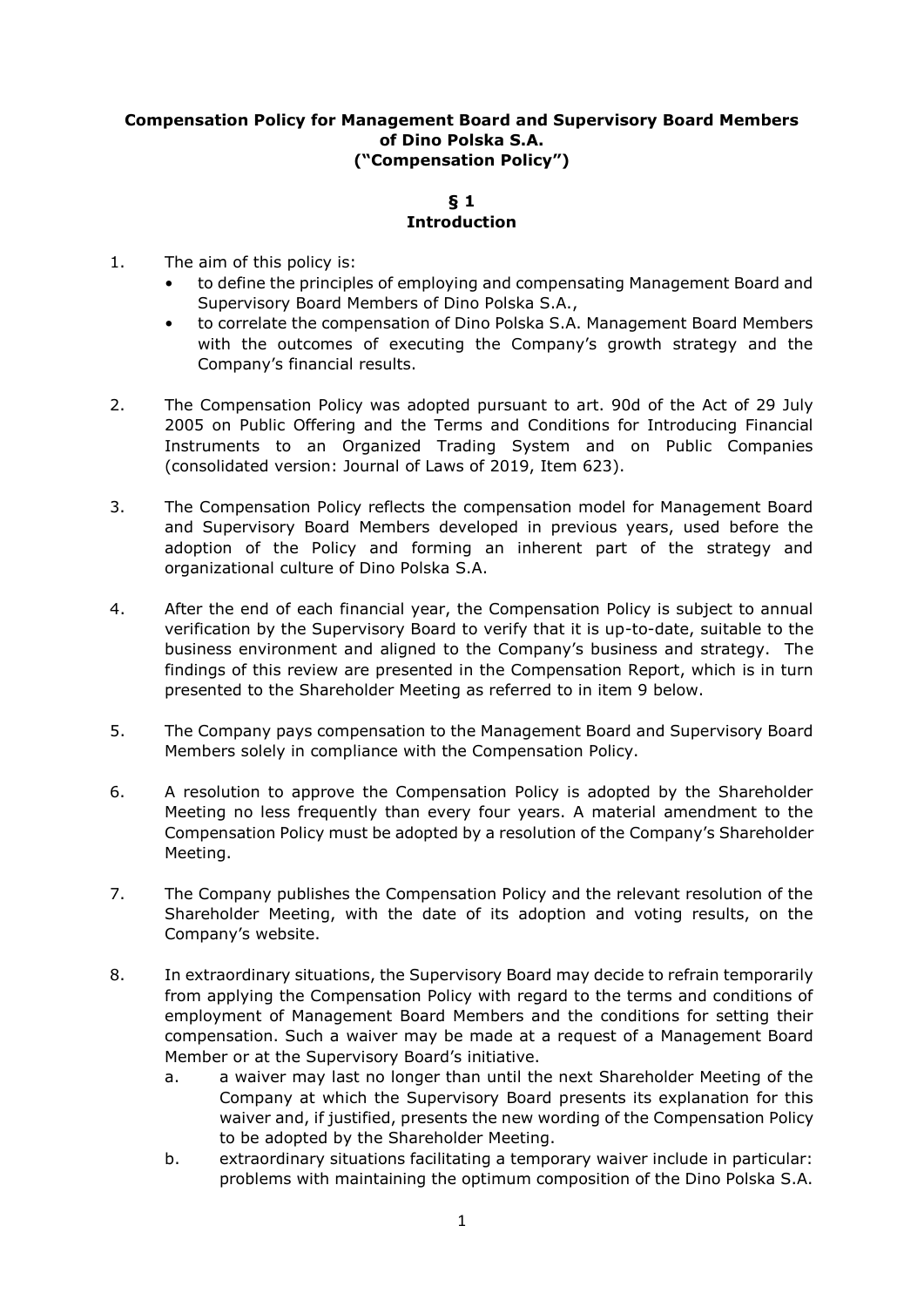**Compensation Policy for Management Board and Supervisory Board Members of Dino Polska S.A. ("Compensation Policy")**

**§ 1**
**Introduction**

1. The aim of this policy is:
   - to define the principles of employing and compensating Management Board and Supervisory Board Members of Dino Polska S.A.,
   - to correlate the compensation of Dino Polska S.A. Management Board Members with the outcomes of executing the Company's growth strategy and the Company's financial results.

2. The Compensation Policy was adopted pursuant to art. 90d of the Act of 29 July 2005 on Public Offering and the Terms and Conditions for Introducing Financial Instruments to an Organized Trading System and on Public Companies (consolidated version: Journal of Laws of 2019, Item 623).

3. The Compensation Policy reflects the compensation model for Management Board and Supervisory Board Members developed in previous years, used before the adoption of the Policy and forming an inherent part of the strategy and organizational culture of Dino Polska S.A.

4. After the end of each financial year, the Compensation Policy is subject to annual verification by the Supervisory Board to verify that it is up-to-date, suitable to the business environment and aligned to the Company's business and strategy. The findings of this review are presented in the Compensation Report, which is in turn presented to the Shareholder Meeting as referred to in item 9 below.

5. The Company pays compensation to the Management Board and Supervisory Board Members solely in compliance with the Compensation Policy.

6. A resolution to approve the Compensation Policy is adopted by the Shareholder Meeting no less frequently than every four years. A material amendment to the Compensation Policy must be adopted by a resolution of the Company's Shareholder Meeting.

7. The Company publishes the Compensation Policy and the relevant resolution of the Shareholder Meeting, with the date of its adoption and voting results, on the Company's website.

8. In extraordinary situations, the Supervisory Board may decide to refrain temporarily from applying the Compensation Policy with regard to the terms and conditions of employment of Management Board Members and the conditions for setting their compensation. Such a waiver may be made at a request of a Management Board Member or at the Supervisory Board's initiative.
   a. a waiver may last no longer than until the next Shareholder Meeting of the Company at which the Supervisory Board presents its explanation for this waiver and, if justified, presents the new wording of the Compensation Policy to be adopted by the Shareholder Meeting.
   b. extraordinary situations facilitating a temporary waiver include in particular: problems with maintaining the optimum composition of the Dino Polska S.A.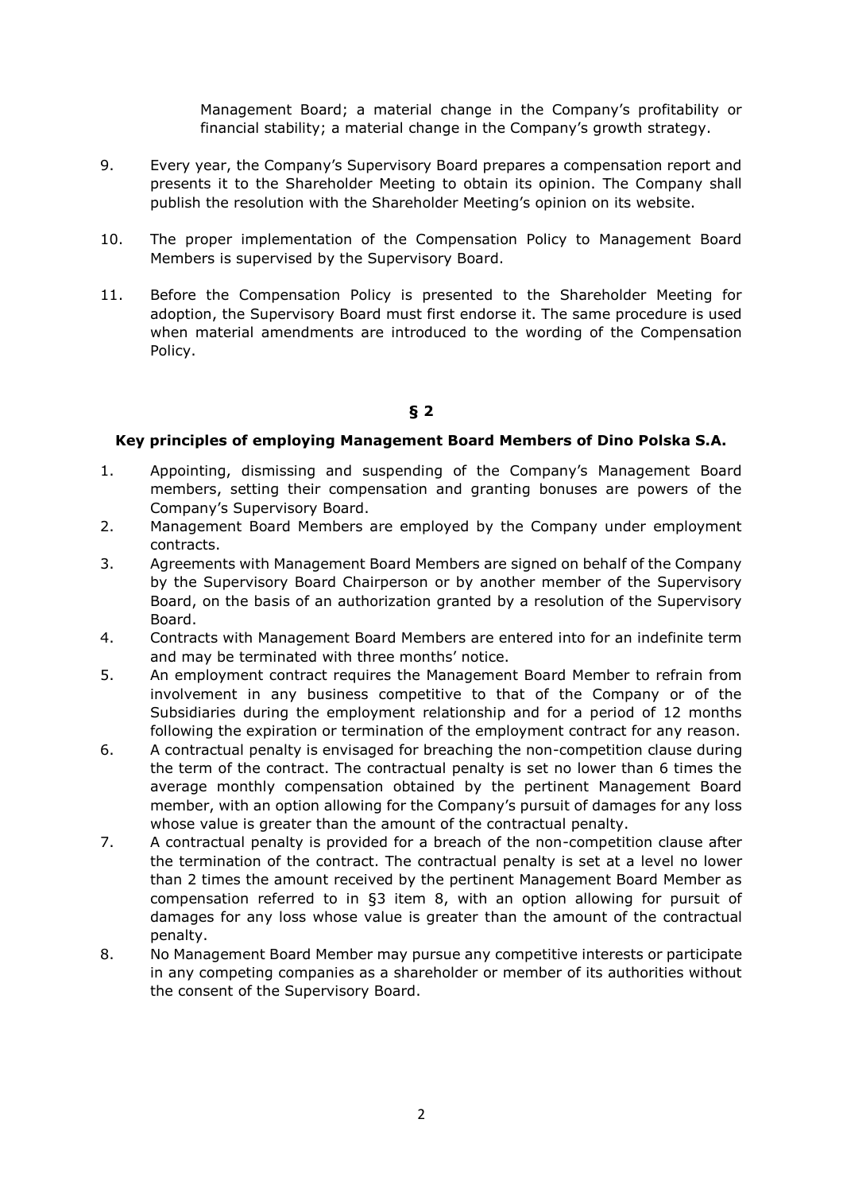Management Board; a material change in the Company's profitability or financial stability; a material change in the Company's growth strategy.

9. Every year, the Company's Supervisory Board prepares a compensation report and presents it to the Shareholder Meeting to obtain its opinion. The Company shall publish the resolution with the Shareholder Meeting's opinion on its website.

10. The proper implementation of the Compensation Policy to Management Board Members is supervised by the Supervisory Board.

11. Before the Compensation Policy is presented to the Shareholder Meeting for adoption, the Supervisory Board must first endorse it. The same procedure is used when material amendments are introduced to the wording of the Compensation Policy.

## § 2

### Key principles of employing Management Board Members of Dino Polska S.A.

1. Appointing, dismissing and suspending of the Company's Management Board members, setting their compensation and granting bonuses are powers of the Company's Supervisory Board.
2. Management Board Members are employed by the Company under employment contracts.
3. Agreements with Management Board Members are signed on behalf of the Company by the Supervisory Board Chairperson or by another member of the Supervisory Board, on the basis of an authorization granted by a resolution of the Supervisory Board.
4. Contracts with Management Board Members are entered into for an indefinite term and may be terminated with three months' notice.
5. An employment contract requires the Management Board Member to refrain from involvement in any business competitive to that of the Company or of the Subsidiaries during the employment relationship and for a period of 12 months following the expiration or termination of the employment contract for any reason.
6. A contractual penalty is envisaged for breaching the non-competition clause during the term of the contract. The contractual penalty is set no lower than 6 times the average monthly compensation obtained by the pertinent Management Board member, with an option allowing for the Company's pursuit of damages for any loss whose value is greater than the amount of the contractual penalty.
7. A contractual penalty is provided for a breach of the non-competition clause after the termination of the contract. The contractual penalty is set at a level no lower than 2 times the amount received by the pertinent Management Board Member as compensation referred to in §3 item 8, with an option allowing for pursuit of damages for any loss whose value is greater than the amount of the contractual penalty.
8. No Management Board Member may pursue any competitive interests or participate in any competing companies as a shareholder or member of its authorities without the consent of the Supervisory Board.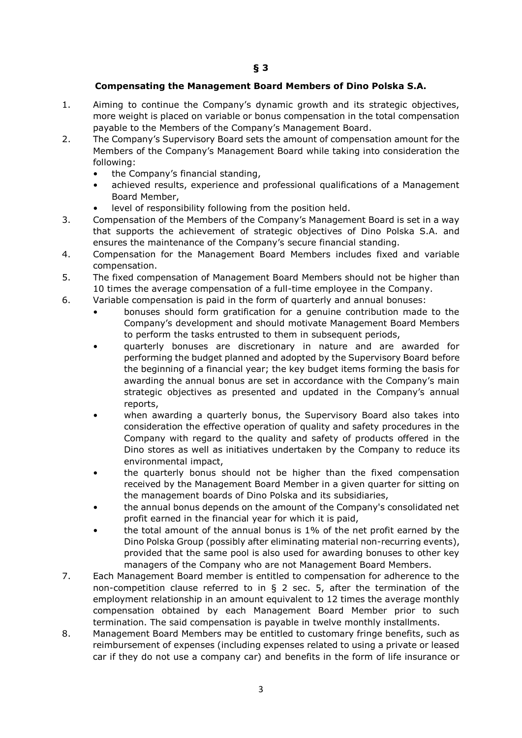## § 3

### Compensating the Management Board Members of Dino Polska S.A.

1. Aiming to continue the Company's dynamic growth and its strategic objectives, more weight is placed on variable or bonus compensation in the total compensation payable to the Members of the Company's Management Board.
2. The Company's Supervisory Board sets the amount of compensation amount for the Members of the Company's Management Board while taking into consideration the following:
   - the Company's financial standing,
   - achieved results, experience and professional qualifications of a Management Board Member,
   - level of responsibility following from the position held.
3. Compensation of the Members of the Company's Management Board is set in a way that supports the achievement of strategic objectives of Dino Polska S.A. and ensures the maintenance of the Company's secure financial standing.
4. Compensation for the Management Board Members includes fixed and variable compensation.
5. The fixed compensation of Management Board Members should not be higher than 10 times the average compensation of a full-time employee in the Company.
6. Variable compensation is paid in the form of quarterly and annual bonuses:
   - bonuses should form gratification for a genuine contribution made to the Company's development and should motivate Management Board Members to perform the tasks entrusted to them in subsequent periods,
   - quarterly bonuses are discretionary in nature and are awarded for performing the budget planned and adopted by the Supervisory Board before the beginning of a financial year; the key budget items forming the basis for awarding the annual bonus are set in accordance with the Company's main strategic objectives as presented and updated in the Company's annual reports,
   - when awarding a quarterly bonus, the Supervisory Board also takes into consideration the effective operation of quality and safety procedures in the Company with regard to the quality and safety of products offered in the Dino stores as well as initiatives undertaken by the Company to reduce its environmental impact,
   - the quarterly bonus should not be higher than the fixed compensation received by the Management Board Member in a given quarter for sitting on the management boards of Dino Polska and its subsidiaries,
   - the annual bonus depends on the amount of the Company's consolidated net profit earned in the financial year for which it is paid,
   - the total amount of the annual bonus is 1% of the net profit earned by the Dino Polska Group (possibly after eliminating material non-recurring events), provided that the same pool is also used for awarding bonuses to other key managers of the Company who are not Management Board Members.
7. Each Management Board member is entitled to compensation for adherence to the non-competition clause referred to in § 2 sec. 5, after the termination of the employment relationship in an amount equivalent to 12 times the average monthly compensation obtained by each Management Board Member prior to such termination. The said compensation is payable in twelve monthly installments.
8. Management Board Members may be entitled to customary fringe benefits, such as reimbursement of expenses (including expenses related to using a private or leased car if they do not use a company car) and benefits in the form of life insurance or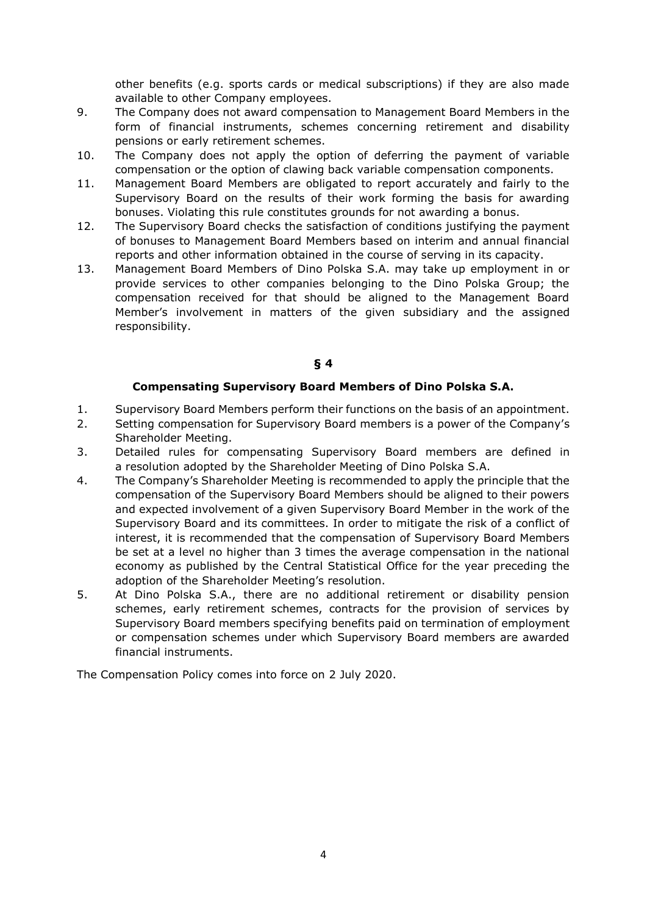other benefits (e.g. sports cards or medical subscriptions) if they are also made available to other Company employees.

9. The Company does not award compensation to Management Board Members in the form of financial instruments, schemes concerning retirement and disability pensions or early retirement schemes.
10. The Company does not apply the option of deferring the payment of variable compensation or the option of clawing back variable compensation components.
11. Management Board Members are obligated to report accurately and fairly to the Supervisory Board on the results of their work forming the basis for awarding bonuses. Violating this rule constitutes grounds for not awarding a bonus.
12. The Supervisory Board checks the satisfaction of conditions justifying the payment of bonuses to Management Board Members based on interim and annual financial reports and other information obtained in the course of serving in its capacity.
13. Management Board Members of Dino Polska S.A. may take up employment in or provide services to other companies belonging to the Dino Polska Group; the compensation received for that should be aligned to the Management Board Member's involvement in matters of the given subsidiary and the assigned responsibility.

## § 4

### Compensating Supervisory Board Members of Dino Polska S.A.

1. Supervisory Board Members perform their functions on the basis of an appointment.
2. Setting compensation for Supervisory Board members is a power of the Company's Shareholder Meeting.
3. Detailed rules for compensating Supervisory Board members are defined in a resolution adopted by the Shareholder Meeting of Dino Polska S.A.
4. The Company's Shareholder Meeting is recommended to apply the principle that the compensation of the Supervisory Board Members should be aligned to their powers and expected involvement of a given Supervisory Board Member in the work of the Supervisory Board and its committees. In order to mitigate the risk of a conflict of interest, it is recommended that the compensation of Supervisory Board Members be set at a level no higher than 3 times the average compensation in the national economy as published by the Central Statistical Office for the year preceding the adoption of the Shareholder Meeting's resolution.
5. At Dino Polska S.A., there are no additional retirement or disability pension schemes, early retirement schemes, contracts for the provision of services by Supervisory Board members specifying benefits paid on termination of employment or compensation schemes under which Supervisory Board members are awarded financial instruments.

The Compensation Policy comes into force on 2 July 2020.